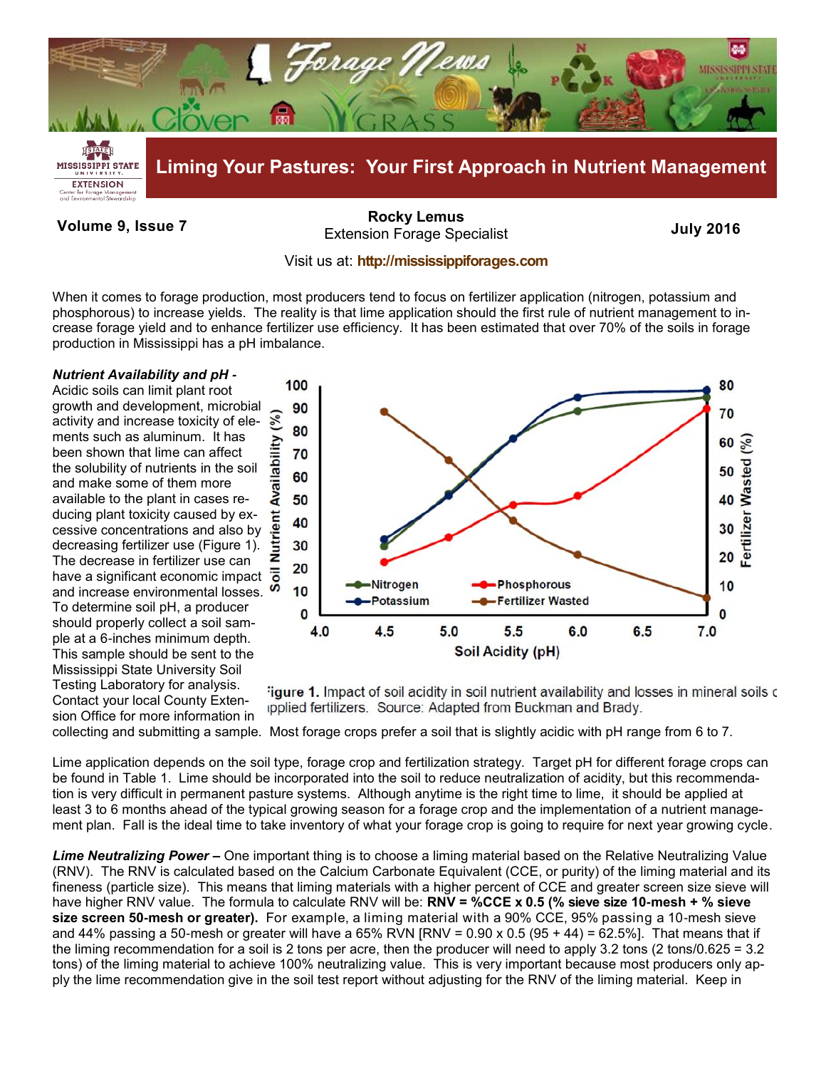# Forage News

## Liming Your Pastures: Your First Approach in Nutrient Management

**Volume 9, Issue 7** | **Rocky Lemus** Extension Forage Specialist | **July 2016**

Visit us at: **http://mississippiforages.com**

When it comes to forage production, most producers tend to focus on fertilizer application (nitrogen, potassium and phosphorous) to increase yields. The reality is that lime application should the first rule of nutrient management to increase forage yield and to enhance fertilizer use efficiency. It has been estimated that over 70% of the soils in forage production in Mississippi has a pH imbalance.

***Nutrient Availability and pH -*** Acidic soils can limit plant root growth and development, microbial activity and increase toxicity of elements such as aluminum. It has been shown that lime can affect the solubility of nutrients in the soil and make some of them more available to the plant in cases reducing plant toxicity caused by excessive concentrations and also by decreasing fertilizer use (Figure 1). The decrease in fertilizer use can have a significant economic impact and increase environmental losses. To determine soil pH, a producer should properly collect a soil sample at a 6-inches minimum depth. This sample should be sent to the Mississippi State University Soil Testing Laboratory for analysis. Contact your local County Extension Office for more information in collecting and submitting a sample. Most forage crops prefer a soil that is slightly acidic with pH range from 6 to 7.

**Figure 1.** Impact of soil acidity in soil nutrient availability and losses in mineral soils of applied fertilizers. Source: Adapted from Buckman and Brady.

Lime application depends on the soil type, forage crop and fertilization strategy. Target pH for different forage crops can be found in Table 1. Lime should be incorporated into the soil to reduce neutralization of acidity, but this recommendation is very difficult in permanent pasture systems. Although anytime is the right time to lime, it should be applied at least 3 to 6 months ahead of the typical growing season for a forage crop and the implementation of a nutrient management plan. Fall is the ideal time to take inventory of what your forage crop is going to require for next year growing cycle.

***Lime Neutralizing Power –*** One important thing is to choose a liming material based on the Relative Neutralizing Value (RNV). The RNV is calculated based on the Calcium Carbonate Equivalent (CCE, or purity) of the liming material and its fineness (particle size). This means that liming materials with a higher percent of CCE and greater screen size sieve will have higher RNV value. The formula to calculate RNV will be: **RNV = %CCE x 0.5 (% sieve size 10-mesh + % sieve size screen 50-mesh or greater).** For example, a liming material with a 90% CCE, 95% passing a 10-mesh sieve and 44% passing a 50-mesh or greater will have a 65% RVN [RNV = 0.90 x 0.5 (95 + 44) = 62.5%]. That means that if the liming recommendation for a soil is 2 tons per acre, then the producer will need to apply 3.2 tons (2 tons/0.625 = 3.2 tons) of the liming material to achieve 100% neutralizing value. This is very important because most producers only apply the lime recommendation give in the soil test report without adjusting for the RNV of the liming material. Keep in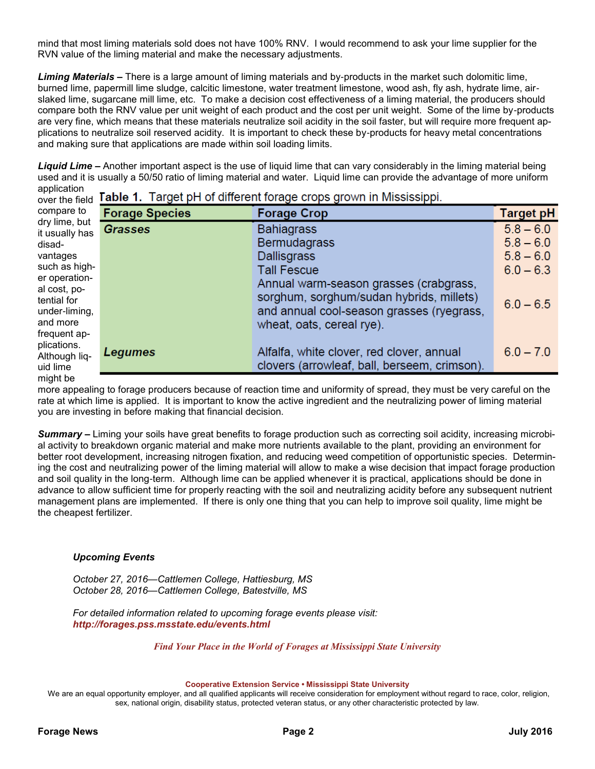mind that most liming materials sold does not have 100% RNV. I would recommend to ask your lime supplier for the RVN value of the liming material and make the necessary adjustments.

***Liming Materials –*** There is a large amount of liming materials and by-products in the market such dolomitic lime, burned lime, papermill lime sludge, calcitic limestone, water treatment limestone, wood ash, fly ash, hydrate lime, air-slaked lime, sugarcane mill lime, etc. To make a decision cost effectiveness of a liming material, the producers should compare both the RNV value per unit weight of each product and the cost per unit weight. Some of the lime by-products are very fine, which means that these materials neutralize soil acidity in the soil faster, but will require more frequent applications to neutralize soil reserved acidity. It is important to check these by-products for heavy metal concentrations and making sure that applications are made within soil loading limits.

***Liquid Lime –*** Another important aspect is the use of liquid lime that can vary considerably in the liming material being used and it is usually a 50/50 ratio of liming material and water. Liquid lime can provide the advantage of more uniform application over the field compare to dry lime, but it usually has disadvantages such as higher operational cost, potential for under-liming, and more frequent applications. Although liquid lime might be more appealing to forage producers because of reaction time and uniformity of spread, they must be very careful on the rate at which lime is applied. It is important to know the active ingredient and the neutralizing power of liming material you are investing in before making that financial decision.

**Table 1.** Target pH of different forage crops grown in Mississippi.

| Forage Species | Forage Crop | Target pH |
|---|---|---|
| *Grasses* | Bahiagrass | 5.8 – 6.0 |
| | Bermudagrass | 5.8 – 6.0 |
| | Dallisgrass | 5.8 – 6.0 |
| | Tall Fescue | 6.0 – 6.3 |
| | Annual warm-season grasses (crabgrass, sorghum, sorghum/sudan hybrids, millets) and annual cool-season grasses (ryegrass, wheat, oats, cereal rye). | 6.0 – 6.5 |
| *Legumes* | Alfalfa, white clover, red clover, annual clovers (arrowleaf, ball, berseem, crimson). | 6.0 – 7.0 |

***Summary –*** Liming your soils have great benefits to forage production such as correcting soil acidity, increasing microbial activity to breakdown organic material and make more nutrients available to the plant, providing an environment for better root development, increasing nitrogen fixation, and reducing weed competition of opportunistic species. Determining the cost and neutralizing power of the liming material will allow to make a wise decision that impact forage production and soil quality in the long-term. Although lime can be applied whenever it is practical, applications should be done in advance to allow sufficient time for properly reacting with the soil and neutralizing acidity before any subsequent nutrient management plans are implemented. If there is only one thing that you can help to improve soil quality, lime might be the cheapest fertilizer.

***Upcoming Events***

*October 27, 2016—Cattlemen College, Hattiesburg, MS*
*October 28, 2016—Cattlemen College, Batestville, MS*

*For detailed information related to upcoming forage events please visit:*
***http://forages.pss.msstate.edu/events.html***

*Find Your Place in the World of Forages at Mississippi State University*

**Cooperative Extension Service • Mississippi State University**

We are an equal opportunity employer, and all qualified applicants will receive consideration for employment without regard to race, color, religion, sex, national origin, disability status, protected veteran status, or any other characteristic protected by law.